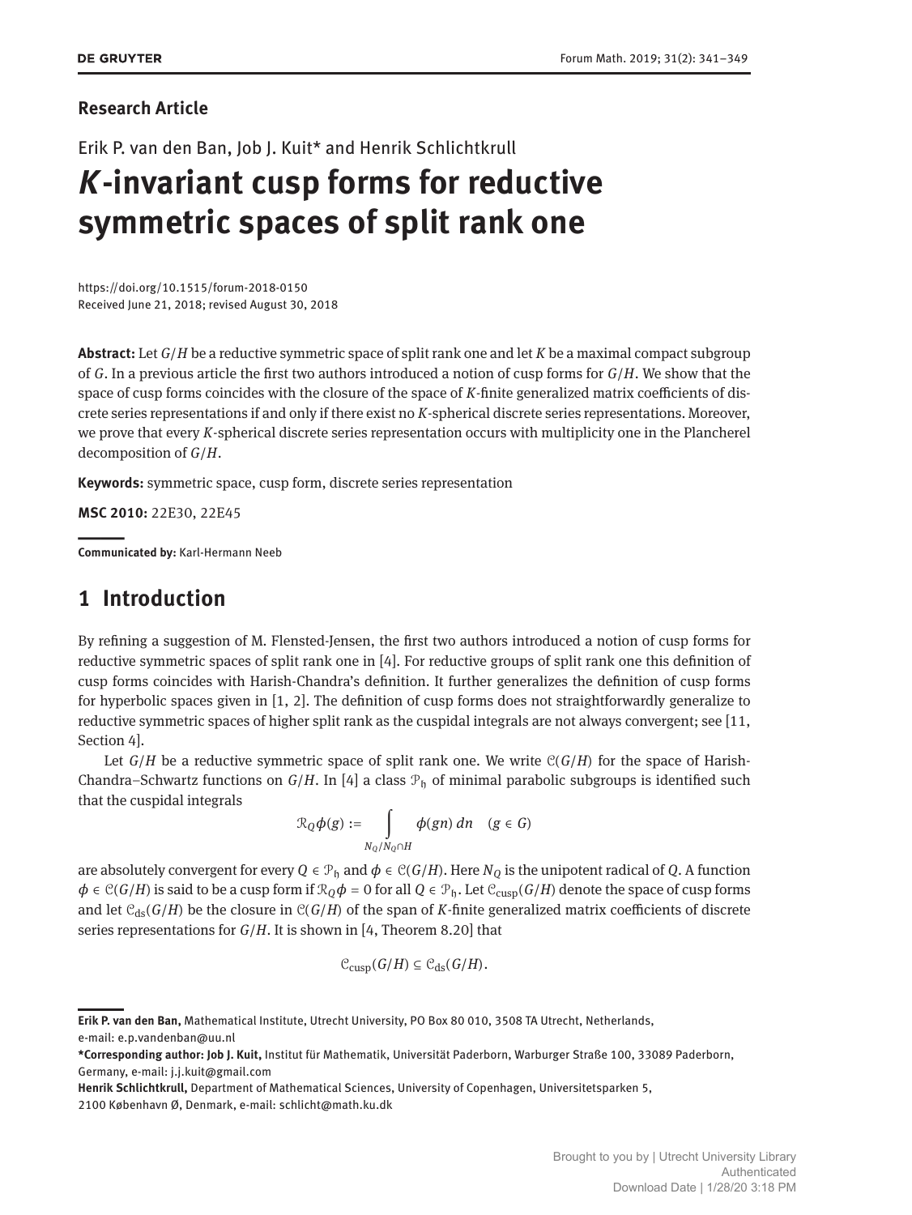**Research Article**

Erik P. van den Ban, Job J. Kuit* and Henrik Schlichtkrull

# *K*-invariant cusp forms for reductive symmetric spaces of split rank one

https://doi.org/10.1515/forum-2018-0150
Received June 21, 2018; revised August 30, 2018

**Abstract:** Let $G/H$ be a reductive symmetric space of split rank one and let $K$ be a maximal compact subgroup of $G$. In a previous article the first two authors introduced a notion of cusp forms for $G/H$. We show that the space of cusp forms coincides with the closure of the space of $K$-finite generalized matrix coefficients of discrete series representations if and only if there exist no $K$-spherical discrete series representations. Moreover, we prove that every $K$-spherical discrete series representation occurs with multiplicity one in the Plancherel decomposition of $G/H$.

**Keywords:** symmetric space, cusp form, discrete series representation

**MSC 2010:** 22E30, 22E45

**Communicated by:** Karl-Hermann Neeb

## 1 Introduction

By refining a suggestion of M. Flensted-Jensen, the first two authors introduced a notion of cusp forms for reductive symmetric spaces of split rank one in [4]. For reductive groups of split rank one this definition of cusp forms coincides with Harish-Chandra's definition. It further generalizes the definition of cusp forms for hyperbolic spaces given in [1, 2]. The definition of cusp forms does not straightforwardly generalize to reductive symmetric spaces of higher split rank as the cuspidal integrals are not always convergent; see [11, Section 4].

Let $G/H$ be a reductive symmetric space of split rank one. We write $\mathcal{C}(G/H)$ for the space of Harish-Chandra–Schwartz functions on $G/H$. In [4] a class $\mathcal{P}_{\mathfrak{h}}$ of minimal parabolic subgroups is identified such that the cuspidal integrals

$$\mathcal{R}_Q\phi(g) := \int_{N_Q/N_Q\cap H} \phi(gn)\, dn \quad (g \in G)$$

are absolutely convergent for every $Q \in \mathcal{P}_{\mathfrak{h}}$ and $\phi \in \mathcal{C}(G/H)$. Here $N_Q$ is the unipotent radical of $Q$. A function $\phi \in \mathcal{C}(G/H)$ is said to be a cusp form if $\mathcal{R}_Q\phi = 0$ for all $Q \in \mathcal{P}_{\mathfrak{h}}$. Let $\mathcal{C}_{\mathrm{cusp}}(G/H)$ denote the space of cusp forms and let $\mathcal{C}_{\mathrm{ds}}(G/H)$ be the closure in $\mathcal{C}(G/H)$ of the span of $K$-finite generalized matrix coefficients of discrete series representations for $G/H$. It is shown in [4, Theorem 8.20] that

$$\mathcal{C}_{\mathrm{cusp}}(G/H) \subseteq \mathcal{C}_{\mathrm{ds}}(G/H).$$

---

**Erik P. van den Ban,** Mathematical Institute, Utrecht University, PO Box 80 010, 3508 TA Utrecht, Netherlands, e-mail: e.p.vandenban@uu.nl

***Corresponding author: Job J. Kuit,** Institut für Mathematik, Universität Paderborn, Warburger Straße 100, 33089 Paderborn, Germany, e-mail: j.j.kuit@gmail.com

**Henrik Schlichtkrull,** Department of Mathematical Sciences, University of Copenhagen, Universitetsparken 5, 2100 København Ø, Denmark, e-mail: schlicht@math.ku.dk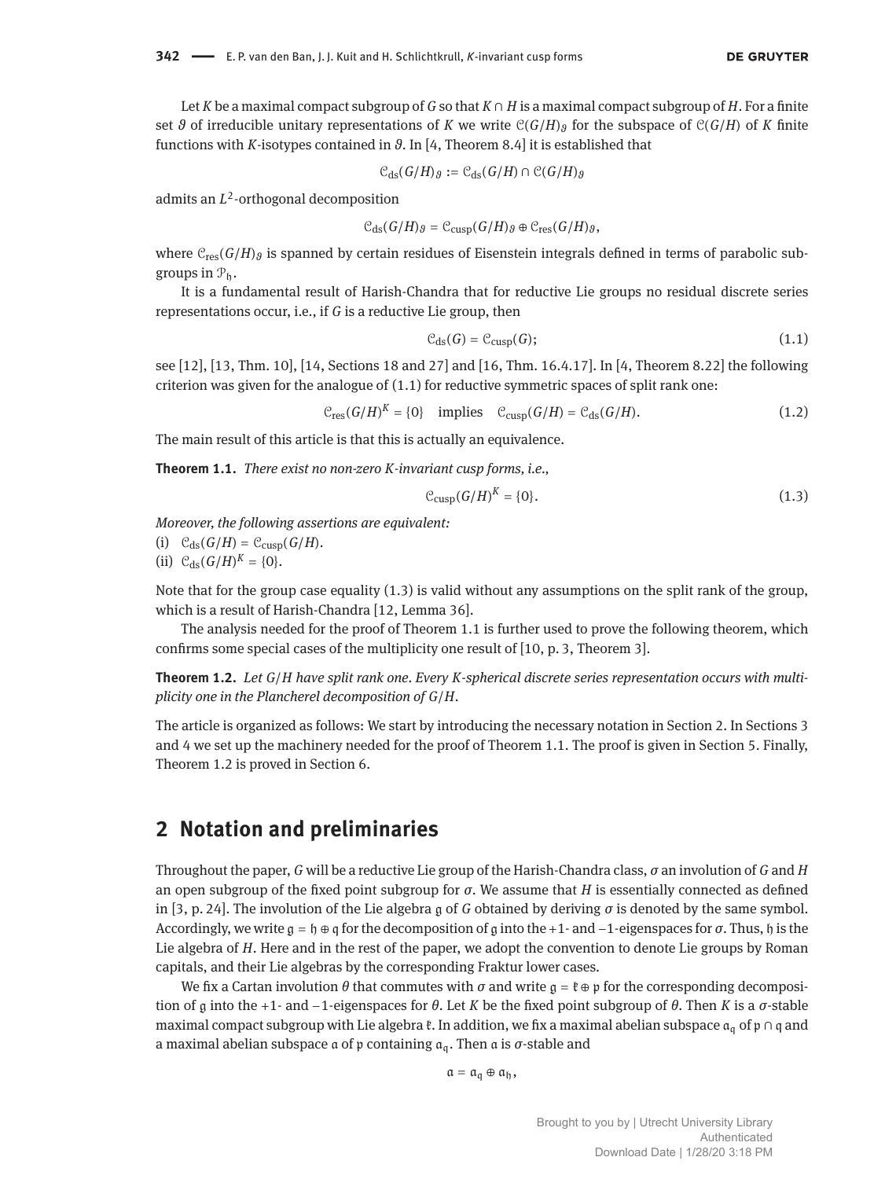Let $K$ be a maximal compact subgroup of $G$ so that $K \cap H$ is a maximal compact subgroup of $H$. For a finite set $\vartheta$ of irreducible unitary representations of $K$ we write $\mathcal{C}(G/H)_\vartheta$ for the subspace of $\mathcal{C}(G/H)$ of $K$ finite functions with $K$-isotypes contained in $\vartheta$. In [4, Theorem 8.4] it is established that

$$\mathcal{C}_{\mathrm{ds}}(G/H)_\vartheta := \mathcal{C}_{\mathrm{ds}}(G/H) \cap \mathcal{C}(G/H)_\vartheta$$

admits an $L^2$-orthogonal decomposition

$$\mathcal{C}_{\mathrm{ds}}(G/H)_\vartheta = \mathcal{C}_{\mathrm{cusp}}(G/H)_\vartheta \oplus \mathcal{C}_{\mathrm{res}}(G/H)_\vartheta,$$

where $\mathcal{C}_{\mathrm{res}}(G/H)_\vartheta$ is spanned by certain residues of Eisenstein integrals defined in terms of parabolic subgroups in $\mathcal{P}_{\mathfrak{h}}$.

It is a fundamental result of Harish-Chandra that for reductive Lie groups no residual discrete series representations occur, i.e., if $G$ is a reductive Lie group, then

$$\mathcal{C}_{\mathrm{ds}}(G) = \mathcal{C}_{\mathrm{cusp}}(G); \tag{1.1}$$

see [12], [13, Thm. 10], [14, Sections 18 and 27] and [16, Thm. 16.4.17]. In [4, Theorem 8.22] the following criterion was given for the analogue of (1.1) for reductive symmetric spaces of split rank one:

$$\mathcal{C}_{\mathrm{res}}(G/H)^K = \{0\} \quad \text{implies} \quad \mathcal{C}_{\mathrm{cusp}}(G/H) = \mathcal{C}_{\mathrm{ds}}(G/H). \tag{1.2}$$

The main result of this article is that this is actually an equivalence.

**Theorem 1.1.** *There exist no non-zero K-invariant cusp forms, i.e.,*

$$\mathcal{C}_{\mathrm{cusp}}(G/H)^K = \{0\}. \tag{1.3}$$

*Moreover, the following assertions are equivalent:*

(i) $\mathcal{C}_{\mathrm{ds}}(G/H) = \mathcal{C}_{\mathrm{cusp}}(G/H)$.

(ii) $\mathcal{C}_{\mathrm{ds}}(G/H)^K = \{0\}$.

Note that for the group case equality (1.3) is valid without any assumptions on the split rank of the group, which is a result of Harish-Chandra [12, Lemma 36].

The analysis needed for the proof of Theorem 1.1 is further used to prove the following theorem, which confirms some special cases of the multiplicity one result of [10, p. 3, Theorem 3].

**Theorem 1.2.** *Let $G/H$ have split rank one. Every K-spherical discrete series representation occurs with multiplicity one in the Plancherel decomposition of $G/H$.*

The article is organized as follows: We start by introducing the necessary notation in Section 2. In Sections 3 and 4 we set up the machinery needed for the proof of Theorem 1.1. The proof is given in Section 5. Finally, Theorem 1.2 is proved in Section 6.

## 2 Notation and preliminaries

Throughout the paper, $G$ will be a reductive Lie group of the Harish-Chandra class, $\sigma$ an involution of $G$ and $H$ an open subgroup of the fixed point subgroup for $\sigma$. We assume that $H$ is essentially connected as defined in [3, p. 24]. The involution of the Lie algebra $\mathfrak{g}$ of $G$ obtained by deriving $\sigma$ is denoted by the same symbol. Accordingly, we write $\mathfrak{g} = \mathfrak{h} \oplus \mathfrak{q}$ for the decomposition of $\mathfrak{g}$ into the $+1$- and $-1$-eigenspaces for $\sigma$. Thus, $\mathfrak{h}$ is the Lie algebra of $H$. Here and in the rest of the paper, we adopt the convention to denote Lie groups by Roman capitals, and their Lie algebras by the corresponding Fraktur lower cases.

We fix a Cartan involution $\theta$ that commutes with $\sigma$ and write $\mathfrak{g} = \mathfrak{k} \oplus \mathfrak{p}$ for the corresponding decomposition of $\mathfrak{g}$ into the $+1$- and $-1$-eigenspaces for $\theta$. Let $K$ be the fixed point subgroup of $\theta$. Then $K$ is a $\sigma$-stable maximal compact subgroup with Lie algebra $\mathfrak{k}$. In addition, we fix a maximal abelian subspace $\mathfrak{a}_{\mathfrak{q}}$ of $\mathfrak{p} \cap \mathfrak{q}$ and a maximal abelian subspace $\mathfrak{a}$ of $\mathfrak{p}$ containing $\mathfrak{a}_{\mathfrak{q}}$. Then $\mathfrak{a}$ is $\sigma$-stable and

$$\mathfrak{a} = \mathfrak{a}_{\mathfrak{q}} \oplus \mathfrak{a}_{\mathfrak{h}},$$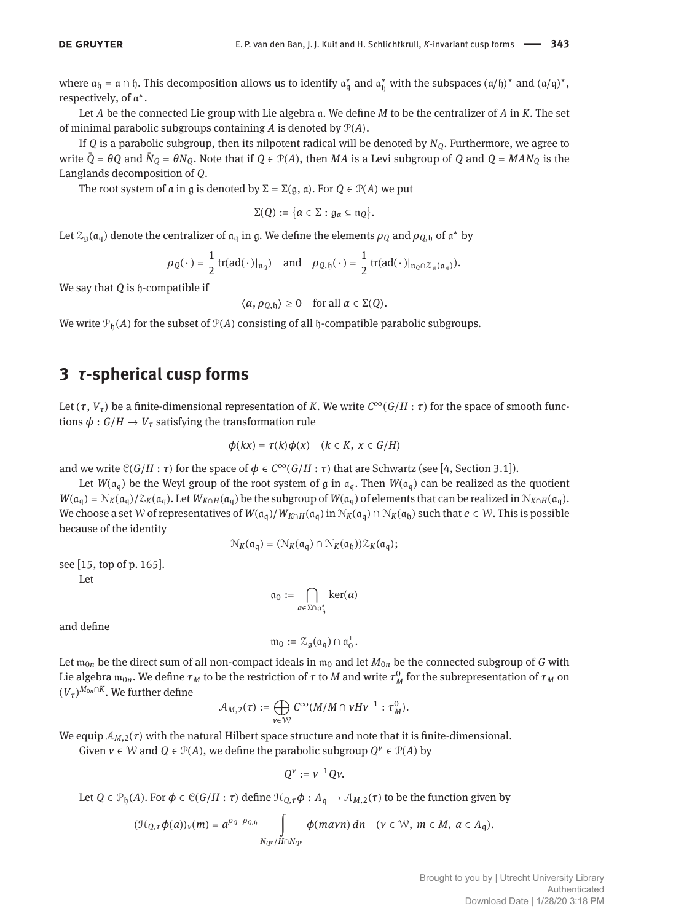where $\mathfrak{a}_\mathfrak{h} = \mathfrak{a} \cap \mathfrak{h}$. This decomposition allows us to identify $\mathfrak{a}_\mathfrak{q}^*$ and $\mathfrak{a}_\mathfrak{h}^*$ with the subspaces $(\mathfrak{a}/\mathfrak{h})^*$ and $(\mathfrak{a}/\mathfrak{q})^*$, respectively, of $\mathfrak{a}^*$.

Let $A$ be the connected Lie group with Lie algebra $\mathfrak{a}$. We define $M$ to be the centralizer of $A$ in $K$. The set of minimal parabolic subgroups containing $A$ is denoted by $\mathcal{P}(A)$.

If $Q$ is a parabolic subgroup, then its nilpotent radical will be denoted by $N_Q$. Furthermore, we agree to write $\bar{Q} = \theta Q$ and $\bar{N}_Q = \theta N_Q$. Note that if $Q \in \mathcal{P}(A)$, then $MA$ is a Levi subgroup of $Q$ and $Q = MAN_Q$ is the Langlands decomposition of $Q$.

The root system of $\mathfrak{a}$ in $\mathfrak{g}$ is denoted by $\Sigma = \Sigma(\mathfrak{g}, \mathfrak{a})$. For $Q \in \mathcal{P}(A)$ we put

$$\Sigma(Q) := \{\alpha \in \Sigma : \mathfrak{g}_\alpha \subseteq \mathfrak{n}_Q\}.$$

Let $\mathcal{Z}_\mathfrak{g}(\mathfrak{a}_\mathfrak{q})$ denote the centralizer of $\mathfrak{a}_\mathfrak{q}$ in $\mathfrak{g}$. We define the elements $\rho_Q$ and $\rho_{Q,\mathfrak{h}}$ of $\mathfrak{a}^*$ by

$$\rho_Q(\,\cdot\,) = \frac{1}{2}\operatorname{tr}(\operatorname{ad}(\,\cdot\,)|_{\mathfrak{n}_Q}) \quad \text{and} \quad \rho_{Q,\mathfrak{h}}(\,\cdot\,) = \frac{1}{2}\operatorname{tr}(\operatorname{ad}(\,\cdot\,)|_{\mathfrak{n}_Q \cap \mathcal{Z}_\mathfrak{g}(\mathfrak{a}_\mathfrak{q})}).$$

We say that $Q$ is $\mathfrak{h}$-compatible if

$$\langle \alpha, \rho_{Q,\mathfrak{h}}\rangle \geq 0 \quad \text{for all } \alpha \in \Sigma(Q).$$

We write $\mathcal{P}_\mathfrak{h}(A)$ for the subset of $\mathcal{P}(A)$ consisting of all $\mathfrak{h}$-compatible parabolic subgroups.

## 3 $\tau$-spherical cusp forms

Let $(\tau, V_\tau)$ be a finite-dimensional representation of $K$. We write $C^\infty(G/H : \tau)$ for the space of smooth functions $\phi : G/H \to V_\tau$ satisfying the transformation rule

$$\phi(kx) = \tau(k)\phi(x) \quad (k \in K,\ x \in G/H)$$

and we write $\mathcal{C}(G/H : \tau)$ for the space of $\phi \in C^\infty(G/H : \tau)$ that are Schwartz (see [4, Section 3.1]).

Let $W(\mathfrak{a}_\mathfrak{q})$ be the Weyl group of the root system of $\mathfrak{g}$ in $\mathfrak{a}_\mathfrak{q}$. Then $W(\mathfrak{a}_\mathfrak{q})$ can be realized as the quotient $W(\mathfrak{a}_\mathfrak{q}) = \mathcal{N}_K(\mathfrak{a}_\mathfrak{q})/\mathcal{Z}_K(\mathfrak{a}_\mathfrak{q})$. Let $W_{K\cap H}(\mathfrak{a}_\mathfrak{q})$ be the subgroup of $W(\mathfrak{a}_\mathfrak{q})$ of elements that can be realized in $\mathcal{N}_{K\cap H}(\mathfrak{a}_\mathfrak{q})$. We choose a set $\mathcal{W}$ of representatives of $W(\mathfrak{a}_\mathfrak{q})/W_{K\cap H}(\mathfrak{a}_\mathfrak{q})$ in $\mathcal{N}_K(\mathfrak{a}_\mathfrak{q}) \cap \mathcal{N}_K(\mathfrak{a}_\mathfrak{h})$ such that $e \in \mathcal{W}$. This is possible because of the identity

$$\mathcal{N}_K(\mathfrak{a}_\mathfrak{q}) = (\mathcal{N}_K(\mathfrak{a}_\mathfrak{q}) \cap \mathcal{N}_K(\mathfrak{a}_\mathfrak{h}))\mathcal{Z}_K(\mathfrak{a}_\mathfrak{q});$$

see [15, top of p. 165].

Let

$$\mathfrak{a}_0 := \bigcap_{\alpha \in \Sigma \cap \mathfrak{a}_\mathfrak{h}^*} \ker(\alpha)$$

and define

$$\mathfrak{m}_0 := \mathcal{Z}_\mathfrak{g}(\mathfrak{a}_\mathfrak{q}) \cap \mathfrak{a}_0^\perp.$$

Let $\mathfrak{m}_{0n}$ be the direct sum of all non-compact ideals in $\mathfrak{m}_0$ and let $M_{0n}$ be the connected subgroup of $G$ with Lie algebra $\mathfrak{m}_{0n}$. We define $\tau_M$ to be the restriction of $\tau$ to $M$ and write $\tau_M^0$ for the subrepresentation of $\tau_M$ on $(V_\tau)^{M_{0n}\cap K}$. We further define

$$\mathcal{A}_{M,2}(\tau) := \bigoplus_{v \in \mathcal{W}} C^\infty(M/M \cap vHv^{-1} : \tau_M^0).$$

We equip $\mathcal{A}_{M,2}(\tau)$ with the natural Hilbert space structure and note that it is finite-dimensional.

Given $v \in \mathcal{W}$ and $Q \in \mathcal{P}(A)$, we define the parabolic subgroup $Q^v \in \mathcal{P}(A)$ by

$$Q^v := v^{-1}Qv.$$

Let $Q \in \mathcal{P}_\mathfrak{h}(A)$. For $\phi \in \mathcal{C}(G/H : \tau)$ define $\mathcal{H}_{Q,\tau}\phi : A_\mathfrak{q} \to \mathcal{A}_{M,2}(\tau)$ to be the function given by

$$(\mathcal{H}_{Q,\tau}\phi(a))_v(m) = a^{\rho_Q - \rho_{Q,\mathfrak{h}}} \int_{N_{Q^v}/H\cap N_{Q^v}} \phi(mavn)\, dn \quad (v \in \mathcal{W},\ m \in M,\ a \in A_\mathfrak{q}).$$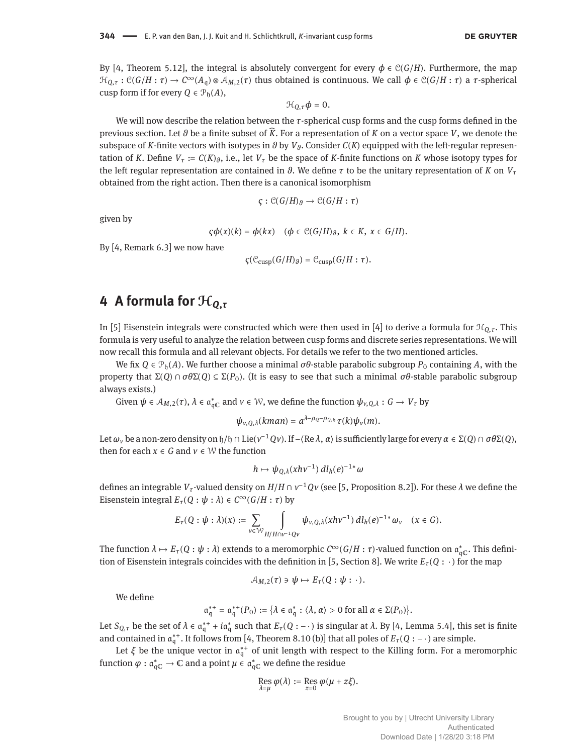By [4, Theorem 5.12], the integral is absolutely convergent for every $\phi \in \mathcal{C}(G/H)$. Furthermore, the map $\mathcal{H}_{Q,\tau} : \mathcal{C}(G/H : \tau) \to C^\infty(A_\mathfrak{q}) \otimes \mathcal{A}_{M,2}(\tau)$ thus obtained is continuous. We call $\phi \in \mathcal{C}(G/H : \tau)$ a $\tau$-spherical cusp form if for every $Q \in \mathcal{P}_\mathfrak{h}(A)$,

$$\mathcal{H}_{Q,\tau}\phi = 0.$$

We will now describe the relation between the $\tau$-spherical cusp forms and the cusp forms defined in the previous section. Let $\vartheta$ be a finite subset of $\widehat{K}$. For a representation of $K$ on a vector space $V$, we denote the subspace of $K$-finite vectors with isotypes in $\vartheta$ by $V_\vartheta$. Consider $C(K)$ equipped with the left-regular representation of $K$. Define $V_\tau := C(K)_\vartheta$, i.e., let $V_\tau$ be the space of $K$-finite functions on $K$ whose isotopy types for the left regular representation are contained in $\vartheta$. We define $\tau$ to be the unitary representation of $K$ on $V_\tau$ obtained from the right action. Then there is a canonical isomorphism

$$\varsigma : \mathcal{C}(G/H)_\vartheta \to \mathcal{C}(G/H : \tau)$$

given by

$$\varsigma\phi(x)(k) = \phi(kx) \quad (\phi \in \mathcal{C}(G/H)_\vartheta,\ k \in K,\ x \in G/H).$$

By [4, Remark 6.3] we now have

$$\varsigma(\mathcal{C}_{\mathrm{cusp}}(G/H)_\vartheta) = \mathcal{C}_{\mathrm{cusp}}(G/H : \tau).$$

## 4 A formula for $\mathcal{H}_{Q,\tau}$

In [5] Eisenstein integrals were constructed which were then used in [4] to derive a formula for $\mathcal{H}_{Q,\tau}$. This formula is very useful to analyze the relation between cusp forms and discrete series representations. We will now recall this formula and all relevant objects. For details we refer to the two mentioned articles.

We fix $Q \in \mathcal{P}_\mathfrak{h}(A)$. We further choose a minimal $\sigma\theta$-stable parabolic subgroup $P_0$ containing $A$, with the property that $\Sigma(Q) \cap \sigma\theta\Sigma(Q) \subseteq \Sigma(P_0)$. (It is easy to see that such a minimal $\sigma\theta$-stable parabolic subgroup always exists.)

Given $\psi \in \mathcal{A}_{M,2}(\tau)$, $\lambda \in \mathfrak{a}^*_{\mathfrak{q}\mathbb{C}}$ and $v \in \mathcal{W}$, we define the function $\psi_{v,Q,\lambda} : G \to V_\tau$ by

$$\psi_{v,Q,\lambda}(kman) = a^{\lambda-\rho_Q-\rho_{Q,\mathfrak{h}}}\tau(k)\psi_v(m).$$

Let $\omega_v$ be a non-zero density on $\mathfrak{h}/\mathfrak{h} \cap \mathrm{Lie}(v^{-1}Qv)$. If $-\langle \mathrm{Re}\,\lambda, \alpha\rangle$ is sufficiently large for every $\alpha \in \Sigma(Q) \cap \sigma\theta\Sigma(Q)$, then for each $x \in G$ and $v \in \mathcal{W}$ the function

$$h \mapsto \psi_{Q,\lambda}(xhv^{-1})\, dl_h(e)^{-1*}\omega$$

defines an integrable $V_\tau$-valued density on $H/H \cap v^{-1}Qv$ (see [5, Proposition 8.2]). For these $\lambda$ we define the Eisenstein integral $E_\tau(Q : \psi : \lambda) \in C^\infty(G/H : \tau)$ by

$$E_\tau(Q : \psi : \lambda)(x) := \sum_{v \in \mathcal{W}} \int_{H/H\cap v^{-1}Qv} \psi_{v,Q,\lambda}(xhv^{-1})\, dl_h(e)^{-1*}\omega_v \quad (x \in G).$$

The function $\lambda \mapsto E_\tau(Q : \psi : \lambda)$ extends to a meromorphic $C^\infty(G/H : \tau)$-valued function on $\mathfrak{a}^*_{\mathfrak{q}\mathbb{C}}$. This definition of Eisenstein integrals coincides with the definition in [5, Section 8]. We write $E_\tau(Q : \cdot)$ for the map

$$\mathcal{A}_{M,2}(\tau) \ni \psi \mapsto E_\tau(Q : \psi : \cdot).$$

We define

$$\mathfrak{a}^{*+}_\mathfrak{q} = \mathfrak{a}^{*+}_\mathfrak{q}(P_0) := \{\lambda \in \mathfrak{a}^*_\mathfrak{q} : \langle \lambda, \alpha\rangle > 0 \text{ for all } \alpha \in \Sigma(P_0)\}.$$

Let $S_{Q,\tau}$ be the set of $\lambda \in \mathfrak{a}^{*+}_\mathfrak{q} + i\mathfrak{a}^*_\mathfrak{q}$ such that $E_\tau(Q : -\cdot)$ is singular at $\lambda$. By [4, Lemma 5.4], this set is finite and contained in $\mathfrak{a}^{*+}_\mathfrak{q}$. It follows from [4, Theorem 8.10 (b)] that all poles of $E_\tau(Q : -\cdot)$ are simple.

Let $\xi$ be the unique vector in $\mathfrak{a}^{*+}_\mathfrak{q}$ of unit length with respect to the Killing form. For a meromorphic function $\varphi : \mathfrak{a}^*_{\mathfrak{q}\mathbb{C}} \to \mathbb{C}$ and a point $\mu \in \mathfrak{a}^*_{\mathfrak{q}\mathbb{C}}$ we define the residue

$$\operatorname*{Res}_{\lambda=\mu} \varphi(\lambda) := \operatorname*{Res}_{z=0} \varphi(\mu + z\xi).$$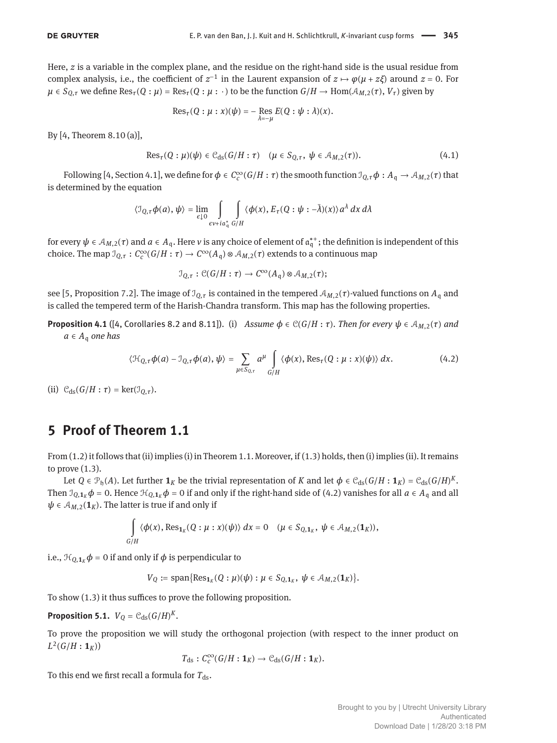Here, $z$ is a variable in the complex plane, and the residue on the right-hand side is the usual residue from complex analysis, i.e., the coefficient of $z^{-1}$ in the Laurent expansion of $z \mapsto \varphi(\mu + z\xi)$ around $z = 0$. For $\mu \in S_{Q,\tau}$ we define $\operatorname{Res}_\tau(Q : \mu) = \operatorname{Res}_\tau(Q : \mu : \cdot)$ to be the function $G/H \to \operatorname{Hom}(\mathcal{A}_{M,2}(\tau), V_\tau)$ given by

$$\operatorname{Res}_\tau(Q : \mu : x)(\psi) = -\operatorname*{Res}_{\lambda=-\mu} E(Q : \psi : \lambda)(x).$$

By [4, Theorem 8.10 (a)],

$$\operatorname{Res}_\tau(Q : \mu)(\psi) \in \mathcal{C}_{\mathrm{ds}}(G/H : \tau) \quad (\mu \in S_{Q,\tau},\ \psi \in \mathcal{A}_{M,2}(\tau)). \tag{4.1}$$

Following [4, Section 4.1], we define for $\phi \in C_c^\infty(G/H : \tau)$ the smooth function $\mathcal{I}_{Q,\tau}\phi : A_\mathfrak{q} \to \mathcal{A}_{M,2}(\tau)$ that is determined by the equation

$$\langle \mathcal{I}_{Q,\tau}\phi(a), \psi\rangle = \lim_{\epsilon \downarrow 0} \int_{\epsilon\nu + i\mathfrak{a}_\mathfrak{q}^*} \int_{G/H} \langle \phi(x), E_\tau(Q : \psi : -\bar{\lambda})(x)\rangle a^\lambda \, dx \, d\lambda$$

for every $\psi \in \mathcal{A}_{M,2}(\tau)$ and $a \in A_\mathfrak{q}$. Here $\nu$ is any choice of element of $\mathfrak{a}_\mathfrak{q}^{*+}$; the definition is independent of this choice. The map $\mathcal{I}_{Q,\tau} : C_c^\infty(G/H : \tau) \to C^\infty(A_\mathfrak{q}) \otimes \mathcal{A}_{M,2}(\tau)$ extends to a continuous map

$$\mathcal{I}_{Q,\tau} : \mathcal{C}(G/H : \tau) \to C^\infty(A_\mathfrak{q}) \otimes \mathcal{A}_{M,2}(\tau);$$

see [5, Proposition 7.2]. The image of $\mathcal{I}_{Q,\tau}$ is contained in the tempered $\mathcal{A}_{M,2}(\tau)$-valued functions on $A_\mathfrak{q}$ and is called the tempered term of the Harish-Chandra transform. This map has the following properties.

**Proposition 4.1** ([4, Corollaries 8.2 and 8.11]). (i) *Assume $\phi \in \mathcal{C}(G/H : \tau)$. Then for every $\psi \in \mathcal{A}_{M,2}(\tau)$ and $a \in A_\mathfrak{q}$ one has*

$$\langle \mathcal{H}_{Q,\tau}\phi(a) - \mathcal{I}_{Q,\tau}\phi(a), \psi\rangle = \sum_{\mu \in S_{Q,\tau}} a^\mu \int_{G/H} \langle \phi(x), \operatorname{Res}_\tau(Q : \mu : x)(\psi)\rangle \, dx. \tag{4.2}$$

(ii) $\mathcal{C}_{\mathrm{ds}}(G/H : \tau) = \ker(\mathcal{I}_{Q,\tau})$.

## 5 Proof of Theorem 1.1

From (1.2) it follows that (ii) implies (i) in Theorem 1.1. Moreover, if (1.3) holds, then (i) implies (ii). It remains to prove (1.3).

Let $Q \in \mathcal{P}_\mathfrak{h}(A)$. Let further $\mathbf{1}_K$ be the trivial representation of $K$ and let $\phi \in \mathcal{C}_{\mathrm{ds}}(G/H : \mathbf{1}_K) = \mathcal{C}_{\mathrm{ds}}(G/H)^K$. Then $\mathcal{I}_{Q,\mathbf{1}_K}\phi = 0$. Hence $\mathcal{H}_{Q,\mathbf{1}_K}\phi = 0$ if and only if the right-hand side of (4.2) vanishes for all $a \in A_\mathfrak{q}$ and all $\psi \in \mathcal{A}_{M,2}(\mathbf{1}_K)$. The latter is true if and only if

$$\int_{G/H} \langle \phi(x), \operatorname{Res}_{\mathbf{1}_K}(Q : \mu : x)(\psi)\rangle \, dx = 0 \quad (\mu \in S_{Q,\mathbf{1}_K},\ \psi \in \mathcal{A}_{M,2}(\mathbf{1}_K)),$$

i.e., $\mathcal{H}_{Q,\mathbf{1}_K}\phi = 0$ if and only if $\phi$ is perpendicular to

$$V_Q := \operatorname{span}\{\operatorname{Res}_{\mathbf{1}_K}(Q : \mu)(\psi) : \mu \in S_{Q,\mathbf{1}_K},\ \psi \in \mathcal{A}_{M,2}(\mathbf{1}_K)\}.$$

To show (1.3) it thus suffices to prove the following proposition.

**Proposition 5.1.** $V_Q = \mathcal{C}_{\mathrm{ds}}(G/H)^K$.

To prove the proposition we will study the orthogonal projection (with respect to the inner product on $L^2(G/H : \mathbf{1}_K)$)

$$T_{\mathrm{ds}} : C_c^\infty(G/H : \mathbf{1}_K) \to \mathcal{C}_{\mathrm{ds}}(G/H : \mathbf{1}_K).$$

To this end we first recall a formula for $T_{\mathrm{ds}}$.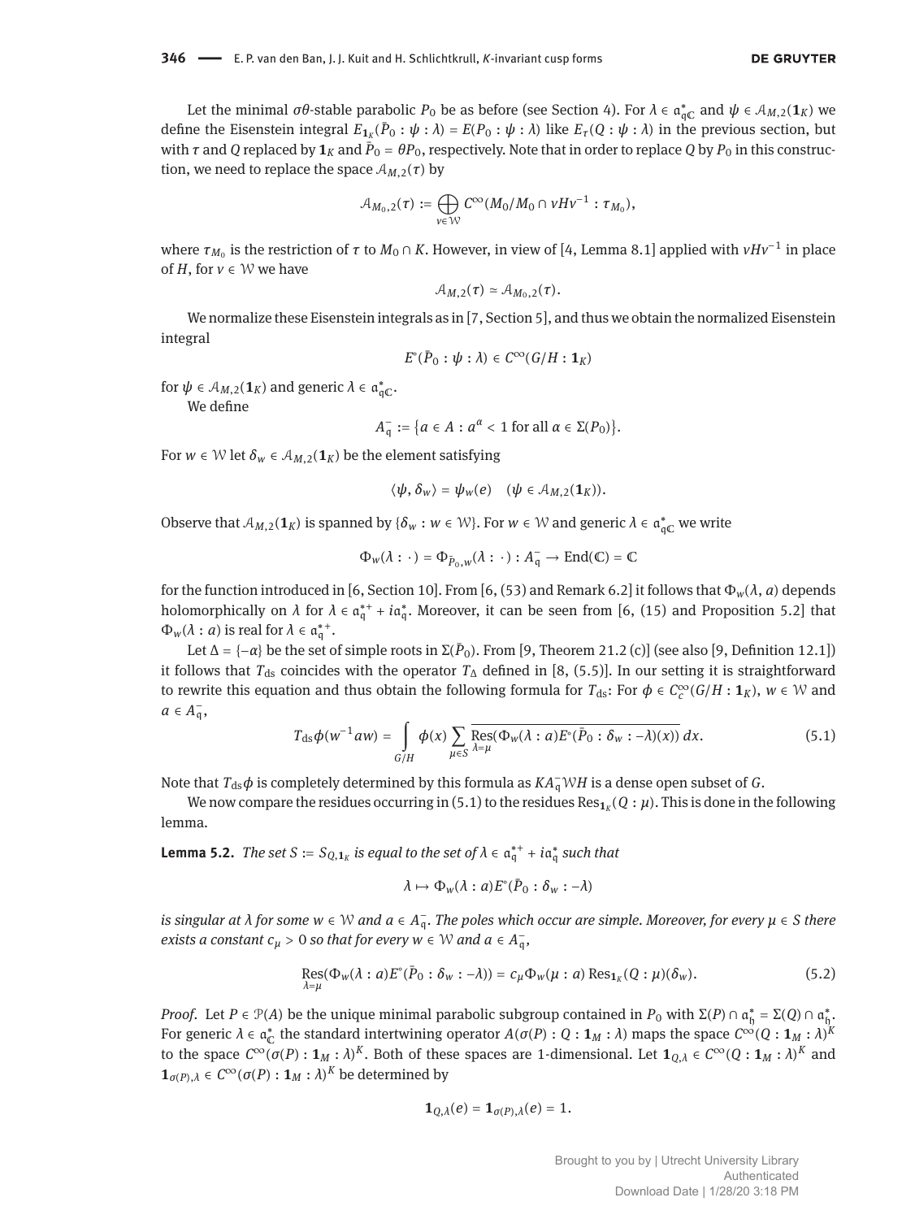Let the minimal $\sigma\theta$-stable parabolic $P_0$ be as before (see Section 4). For $\lambda \in \mathfrak{a}_{\mathrm{q}\mathbb{C}}^*$ and $\psi \in \mathcal{A}_{M,2}(\mathbf{1}_K)$ we define the Eisenstein integral $E_{\mathbf{1}_K}(\bar{P}_0 : \psi : \lambda) = E(P_0 : \psi : \lambda)$ like $E_\tau(Q : \psi : \lambda)$ in the previous section, but with $\tau$ and $Q$ replaced by $\mathbf{1}_K$ and $\bar{P}_0 = \theta P_0$, respectively. Note that in order to replace $Q$ by $P_0$ in this construction, we need to replace the space $\mathcal{A}_{M,2}(\tau)$ by

$$\mathcal{A}_{M_0,2}(\tau) := \bigoplus_{v \in \mathcal{W}} C^\infty(M_0/M_0 \cap vHv^{-1} : \tau_{M_0}),$$

where $\tau_{M_0}$ is the restriction of $\tau$ to $M_0 \cap K$. However, in view of [4, Lemma 8.1] applied with $vHv^{-1}$ in place of $H$, for $v \in \mathcal{W}$ we have

$$\mathcal{A}_{M,2}(\tau) \simeq \mathcal{A}_{M_0,2}(\tau).$$

We normalize these Eisenstein integrals as in [7, Section 5], and thus we obtain the normalized Eisenstein integral

$$E^\circ(\bar{P}_0 : \psi : \lambda) \in C^\infty(G/H : \mathbf{1}_K)$$

for $\psi \in \mathcal{A}_{M,2}(\mathbf{1}_K)$ and generic $\lambda \in \mathfrak{a}_{\mathrm{q}\mathbb{C}}^*$.

We define

$$A_{\mathrm{q}}^- := \{a \in A : a^\alpha < 1 \text{ for all } \alpha \in \Sigma(P_0)\}.$$

For $w \in \mathcal{W}$ let $\delta_w \in \mathcal{A}_{M,2}(\mathbf{1}_K)$ be the element satisfying

$$\langle \psi, \delta_w \rangle = \psi_w(e) \quad (\psi \in \mathcal{A}_{M,2}(\mathbf{1}_K)).$$

Observe that $\mathcal{A}_{M,2}(\mathbf{1}_K)$ is spanned by $\{\delta_w : w \in \mathcal{W}\}$. For $w \in \mathcal{W}$ and generic $\lambda \in \mathfrak{a}_{\mathrm{q}\mathbb{C}}^*$ we write

$$\Phi_w(\lambda : \cdot\,) = \Phi_{\bar{P}_0,w}(\lambda : \cdot\,) : A_{\mathrm{q}}^- \to \mathrm{End}(\mathbb{C}) = \mathbb{C}$$

for the function introduced in [6, Section 10]. From [6, (53) and Remark 6.2] it follows that $\Phi_w(\lambda, a)$ depends holomorphically on $\lambda$ for $\lambda \in \mathfrak{a}_{\mathrm{q}}^{*+} + i\mathfrak{a}_{\mathrm{q}}^*$. Moreover, it can be seen from [6, (15) and Proposition 5.2] that $\Phi_w(\lambda : a)$ is real for $\lambda \in \mathfrak{a}_{\mathrm{q}}^{*+}$.

Let $\Delta = \{-\alpha\}$ be the set of simple roots in $\Sigma(\bar{P}_0)$. From [9, Theorem 21.2 (c)] (see also [9, Definition 12.1]) it follows that $T_{\mathrm{ds}}$ coincides with the operator $T_\Delta$ defined in [8, (5.5)]. In our setting it is straightforward to rewrite this equation and thus obtain the following formula for $T_{\mathrm{ds}}$: For $\phi \in C_c^\infty(G/H : \mathbf{1}_K)$, $w \in \mathcal{W}$ and $a \in A_{\mathrm{q}}^-$,

$$T_{\mathrm{ds}}\phi(w^{-1}aw) = \int_{G/H} \phi(x) \sum_{\mu \in S} \overline{\operatorname*{Res}_{\lambda=\mu}(\Phi_w(\lambda : a)E^\circ(\bar{P}_0 : \delta_w : -\lambda)(x))}\, dx. \tag{5.1}$$

Note that $T_{\mathrm{ds}}\phi$ is completely determined by this formula as $KA_{\mathrm{q}}^-\mathcal{W}H$ is a dense open subset of $G$.

We now compare the residues occurring in (5.1) to the residues $\mathrm{Res}_{\mathbf{1}_K}(Q : \mu)$. This is done in the following lemma.

**Lemma 5.2.** *The set $S := S_{Q,\mathbf{1}_K}$ is equal to the set of $\lambda \in \mathfrak{a}_{\mathrm{q}}^{*+} + i\mathfrak{a}_{\mathrm{q}}^*$ such that*

$$\lambda \mapsto \Phi_w(\lambda : a)E^\circ(\bar{P}_0 : \delta_w : -\lambda)$$

*is singular at $\lambda$ for some $w \in \mathcal{W}$ and $a \in A_{\mathrm{q}}^-$. The poles which occur are simple. Moreover, for every $\mu \in S$ there exists a constant $c_\mu > 0$ so that for every $w \in \mathcal{W}$ and $a \in A_{\mathrm{q}}^-$,*

$$\operatorname*{Res}_{\lambda=\mu}(\Phi_w(\lambda : a)E^\circ(\bar{P}_0 : \delta_w : -\lambda)) = c_\mu \Phi_w(\mu : a)\,\mathrm{Res}_{\mathbf{1}_K}(Q : \mu)(\delta_w). \tag{5.2}$$

*Proof.* Let $P \in \mathcal{P}(A)$ be the unique minimal parabolic subgroup contained in $P_0$ with $\Sigma(P) \cap \mathfrak{a}_{\mathfrak{h}}^* = \Sigma(Q) \cap \mathfrak{a}_{\mathfrak{h}}^*$. For generic $\lambda \in \mathfrak{a}_{\mathbb{C}}^*$ the standard intertwining operator $A(\sigma(P) : Q : \mathbf{1}_M : \lambda)$ maps the space $C^\infty(Q : \mathbf{1}_M : \lambda)^K$ to the space $C^\infty(\sigma(P) : \mathbf{1}_M : \lambda)^K$. Both of these spaces are 1-dimensional. Let $\mathbf{1}_{Q,\lambda} \in C^\infty(Q : \mathbf{1}_M : \lambda)^K$ and $\mathbf{1}_{\sigma(P),\lambda} \in C^\infty(\sigma(P) : \mathbf{1}_M : \lambda)^K$ be determined by

$$\mathbf{1}_{Q,\lambda}(e) = \mathbf{1}_{\sigma(P),\lambda}(e) = 1.$$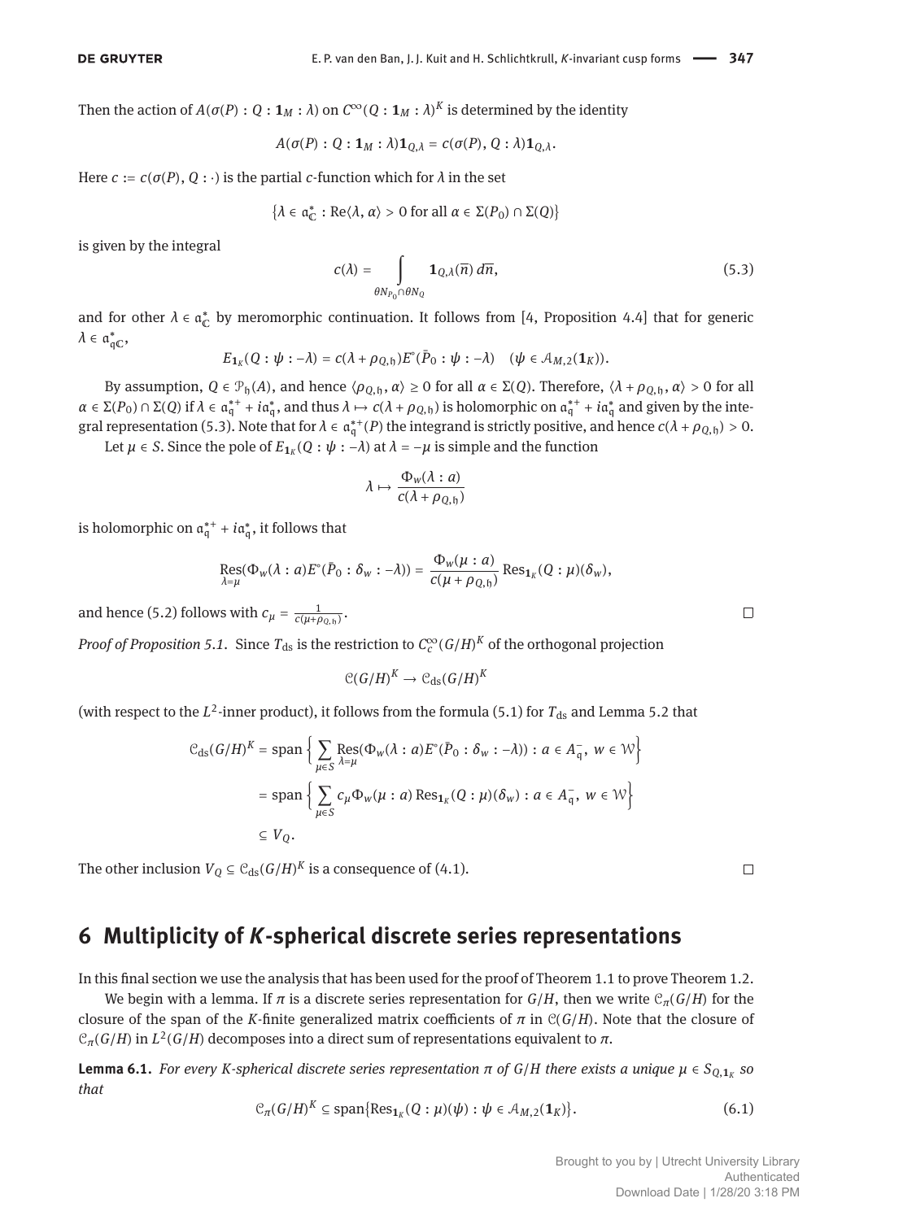Then the action of $A(\sigma(P) : Q : \mathbf{1}_M : \lambda)$ on $C^\infty(Q : \mathbf{1}_M : \lambda)^K$ is determined by the identity

$$A(\sigma(P) : Q : \mathbf{1}_M : \lambda)\mathbf{1}_{Q,\lambda} = c(\sigma(P), Q : \lambda)\mathbf{1}_{Q,\lambda}.$$

Here $c := c(\sigma(P), Q : \cdot)$ is the partial $c$-function which for $\lambda$ in the set

$$\{\lambda \in \mathfrak{a}_{\mathbb{C}}^* : \mathrm{Re}\langle \lambda, \alpha \rangle > 0 \text{ for all } \alpha \in \Sigma(P_0) \cap \Sigma(Q)\}$$

is given by the integral

$$c(\lambda) = \int_{\theta N_{P_0} \cap \theta N_Q} \mathbf{1}_{Q,\lambda}(\overline{n})\, d\overline{n}, \tag{5.3}$$

and for other $\lambda \in \mathfrak{a}_{\mathbb{C}}^*$ by meromorphic continuation. It follows from [4, Proposition 4.4] that for generic $\lambda \in \mathfrak{a}_{\mathrm{q}\mathbb{C}}^*$,

$$E_{\mathbf{1}_K}(Q : \psi : -\lambda) = c(\lambda + \rho_{Q,\mathfrak{h}})E^\circ(\bar{P}_0 : \psi : -\lambda) \quad (\psi \in \mathcal{A}_{M,2}(\mathbf{1}_K)).$$

By assumption, $Q \in \mathcal{P}_{\mathfrak{h}}(A)$, and hence $\langle \rho_{Q,\mathfrak{h}}, \alpha \rangle \geq 0$ for all $\alpha \in \Sigma(Q)$. Therefore, $\langle \lambda + \rho_{Q,\mathfrak{h}}, \alpha \rangle > 0$ for all $\alpha \in \Sigma(P_0) \cap \Sigma(Q)$ if $\lambda \in \mathfrak{a}_{\mathrm{q}}^{*+} + i\mathfrak{a}_{\mathrm{q}}^*$, and thus $\lambda \mapsto c(\lambda + \rho_{Q,\mathfrak{h}})$ is holomorphic on $\mathfrak{a}_{\mathrm{q}}^{*+} + i\mathfrak{a}_{\mathrm{q}}^*$ and given by the integral representation (5.3). Note that for $\lambda \in \mathfrak{a}_{\mathrm{q}}^{*+}(P)$ the integrand is strictly positive, and hence $c(\lambda + \rho_{Q,\mathfrak{h}}) > 0$.

Let $\mu \in S$. Since the pole of $E_{\mathbf{1}_K}(Q : \psi : -\lambda)$ at $\lambda = -\mu$ is simple and the function

$$\lambda \mapsto \frac{\Phi_w(\lambda : a)}{c(\lambda + \rho_{Q,\mathfrak{h}})}$$

is holomorphic on $\mathfrak{a}_{\mathrm{q}}^{*+} + i\mathfrak{a}_{\mathrm{q}}^*$, it follows that

$$\operatorname*{Res}_{\lambda=\mu}(\Phi_w(\lambda : a)E^\circ(\bar{P}_0 : \delta_w : -\lambda)) = \frac{\Phi_w(\mu : a)}{c(\mu + \rho_{Q,\mathfrak{h}})} \operatorname{Res}_{\mathbf{1}_K}(Q : \mu)(\delta_w),$$

and hence (5.2) follows with $c_\mu = \frac{1}{c(\mu + \rho_{Q,\mathfrak{h}})}$. □

*Proof of Proposition 5.1.* Since $T_{\mathrm{ds}}$ is the restriction to $C_c^\infty(G/H)^K$ of the orthogonal projection

$$\mathcal{C}(G/H)^K \to \mathcal{C}_{\mathrm{ds}}(G/H)^K$$

(with respect to the $L^2$-inner product), it follows from the formula (5.1) for $T_{\mathrm{ds}}$ and Lemma 5.2 that

$$\begin{aligned}
\mathcal{C}_{\mathrm{ds}}(G/H)^K &= \operatorname{span}\Big\{ \sum_{\mu \in S} \operatorname*{Res}_{\lambda=\mu}(\Phi_w(\lambda : a)E^\circ(\bar{P}_0 : \delta_w : -\lambda)) : a \in A_{\mathrm{q}}^-,\ w \in \mathcal{W}\Big\} \\
&= \operatorname{span}\Big\{ \sum_{\mu \in S} c_\mu \Phi_w(\mu : a) \operatorname{Res}_{\mathbf{1}_K}(Q : \mu)(\delta_w) : a \in A_{\mathrm{q}}^-,\ w \in \mathcal{W}\Big\} \\
&\subseteq V_Q.
\end{aligned}$$

The other inclusion $V_Q \subseteq \mathcal{C}_{\mathrm{ds}}(G/H)^K$ is a consequence of (4.1). □

## 6 Multiplicity of *K*-spherical discrete series representations

In this final section we use the analysis that has been used for the proof of Theorem 1.1 to prove Theorem 1.2.

We begin with a lemma. If $\pi$ is a discrete series representation for $G/H$, then we write $\mathcal{C}_\pi(G/H)$ for the closure of the span of the $K$-finite generalized matrix coefficients of $\pi$ in $\mathcal{C}(G/H)$. Note that the closure of $\mathcal{C}_\pi(G/H)$ in $L^2(G/H)$ decomposes into a direct sum of representations equivalent to $\pi$.

**Lemma 6.1.** *For every K-spherical discrete series representation $\pi$ of $G/H$ there exists a unique $\mu \in S_{Q,\mathbf{1}_K}$ so that*

$$\mathcal{C}_\pi(G/H)^K \subseteq \operatorname{span}\{\operatorname{Res}_{\mathbf{1}_K}(Q : \mu)(\psi) : \psi \in \mathcal{A}_{M,2}(\mathbf{1}_K)\}. \tag{6.1}$$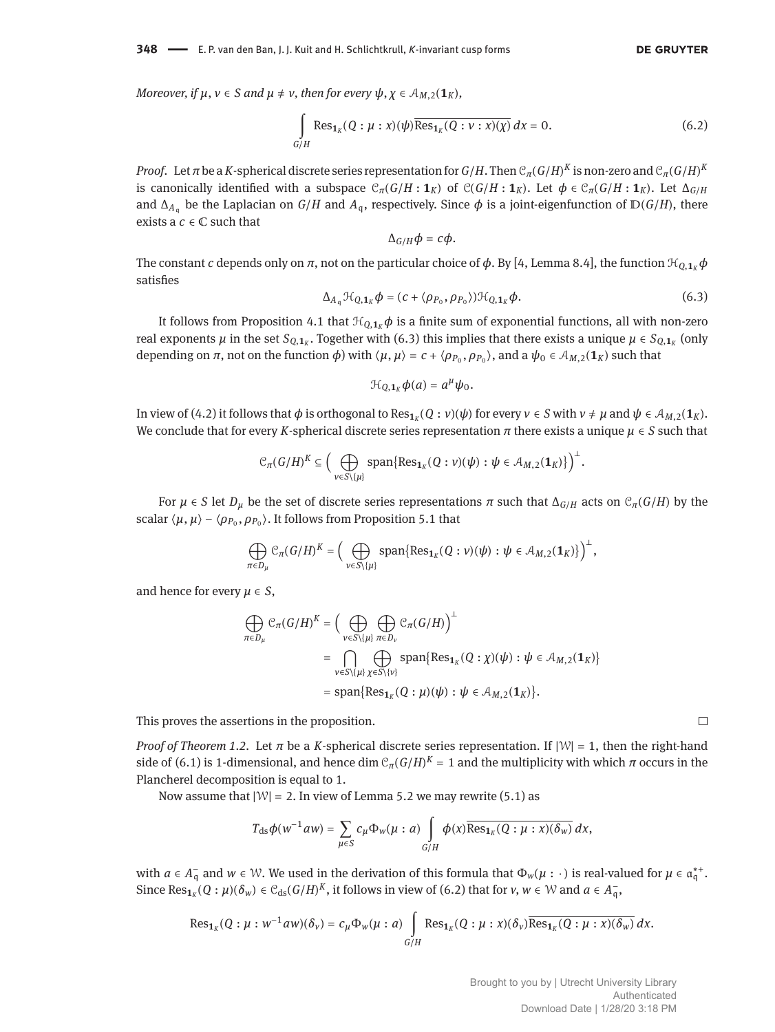*Moreover, if $\mu, \nu \in S$ and $\mu \neq \nu$, then for every $\psi, \chi \in \mathcal{A}_{M,2}(\mathbf{1}_K)$,*

$$\int_{G/H} \mathrm{Res}_{\mathbf{1}_K}(Q : \mu : x)(\psi)\overline{\mathrm{Res}_{\mathbf{1}_K}(Q : \nu : x)(\chi)}\, dx = 0. \tag{6.2}$$

*Proof.* Let $\pi$ be a $K$-spherical discrete series representation for $G/H$. Then $\mathcal{C}_\pi(G/H)^K$ is non-zero and $\mathcal{C}_\pi(G/H)^K$ is canonically identified with a subspace $\mathcal{C}_\pi(G/H : \mathbf{1}_K)$ of $\mathcal{C}(G/H : \mathbf{1}_K)$. Let $\phi \in \mathcal{C}_\pi(G/H : \mathbf{1}_K)$. Let $\Delta_{G/H}$ and $\Delta_{A_\mathfrak{q}}$ be the Laplacian on $G/H$ and $A_\mathfrak{q}$, respectively. Since $\phi$ is a joint-eigenfunction of $\mathbb{D}(G/H)$, there exists a $c \in \mathbb{C}$ such that

$$\Delta_{G/H}\phi = c\phi.$$

The constant $c$ depends only on $\pi$, not on the particular choice of $\phi$. By [4, Lemma 8.4], the function $\mathcal{H}_{Q,\mathbf{1}_K}\phi$ satisfies

$$\Delta_{A_\mathfrak{q}}\mathcal{H}_{Q,\mathbf{1}_K}\phi = (c + \langle \rho_{P_0}, \rho_{P_0}\rangle)\mathcal{H}_{Q,\mathbf{1}_K}\phi. \tag{6.3}$$

It follows from Proposition 4.1 that $\mathcal{H}_{Q,\mathbf{1}_K}\phi$ is a finite sum of exponential functions, all with non-zero real exponents $\mu$ in the set $S_{Q,\mathbf{1}_K}$. Together with (6.3) this implies that there exists a unique $\mu \in S_{Q,\mathbf{1}_K}$ (only depending on $\pi$, not on the function $\phi$) with $\langle \mu, \mu\rangle = c + \langle \rho_{P_0}, \rho_{P_0}\rangle$, and a $\psi_0 \in \mathcal{A}_{M,2}(\mathbf{1}_K)$ such that

$$\mathcal{H}_{Q,\mathbf{1}_K}\phi(a) = a^\mu \psi_0.$$

In view of (4.2) it follows that $\phi$ is orthogonal to $\mathrm{Res}_{\mathbf{1}_K}(Q : \nu)(\psi)$ for every $\nu \in S$ with $\nu \neq \mu$ and $\psi \in \mathcal{A}_{M,2}(\mathbf{1}_K)$. We conclude that for every $K$-spherical discrete series representation $\pi$ there exists a unique $\mu \in S$ such that

$$\mathcal{C}_\pi(G/H)^K \subseteq \Big(\bigoplus_{\nu \in S\setminus\{\mu\}} \mathrm{span}\{\mathrm{Res}_{\mathbf{1}_K}(Q : \nu)(\psi) : \psi \in \mathcal{A}_{M,2}(\mathbf{1}_K)\}\Big)^\perp.$$

For $\mu \in S$ let $D_\mu$ be the set of discrete series representations $\pi$ such that $\Delta_{G/H}$ acts on $\mathcal{C}_\pi(G/H)$ by the scalar $\langle \mu, \mu\rangle - \langle \rho_{P_0}, \rho_{P_0}\rangle$. It follows from Proposition 5.1 that

$$\bigoplus_{\pi \in D_\mu} \mathcal{C}_\pi(G/H)^K = \Big(\bigoplus_{\nu \in S\setminus\{\mu\}} \mathrm{span}\{\mathrm{Res}_{\mathbf{1}_K}(Q : \nu)(\psi) : \psi \in \mathcal{A}_{M,2}(\mathbf{1}_K)\}\Big)^\perp,$$

and hence for every $\mu \in S$,

$$\begin{aligned}
\bigoplus_{\pi \in D_\mu} \mathcal{C}_\pi(G/H)^K &= \Big(\bigoplus_{\nu \in S\setminus\{\mu\}} \bigoplus_{\pi \in D_\nu} \mathcal{C}_\pi(G/H)\Big)^\perp \\
&= \bigcap_{\nu \in S\setminus\{\mu\}} \bigoplus_{\chi \in S\setminus\{\nu\}} \mathrm{span}\{\mathrm{Res}_{\mathbf{1}_K}(Q : \chi)(\psi) : \psi \in \mathcal{A}_{M,2}(\mathbf{1}_K)\} \\
&= \mathrm{span}\{\mathrm{Res}_{\mathbf{1}_K}(Q : \mu)(\psi) : \psi \in \mathcal{A}_{M,2}(\mathbf{1}_K)\}.
\end{aligned}$$

This proves the assertions in the proposition. □

*Proof of Theorem 1.2.* Let $\pi$ be a $K$-spherical discrete series representation. If $|\mathcal{W}| = 1$, then the right-hand side of (6.1) is 1-dimensional, and hence $\dim \mathcal{C}_\pi(G/H)^K = 1$ and the multiplicity with which $\pi$ occurs in the Plancherel decomposition is equal to 1.

Now assume that $|\mathcal{W}| = 2$. In view of Lemma 5.2 we may rewrite (5.1) as

$$T_{\mathrm{ds}}\phi(w^{-1}aw) = \sum_{\mu \in S} c_\mu \Phi_w(\mu : a) \int_{G/H} \phi(x)\overline{\mathrm{Res}_{\mathbf{1}_K}(Q : \mu : x)(\delta_w)}\, dx,$$

with $a \in A_\mathfrak{q}^-$ and $w \in \mathcal{W}$. We used in the derivation of this formula that $\Phi_w(\mu : \cdot\,)$ is real-valued for $\mu \in \mathfrak{a}_\mathfrak{q}^{*+}$. Since $\mathrm{Res}_{\mathbf{1}_K}(Q : \mu)(\delta_w) \in \mathcal{C}_{\mathrm{ds}}(G/H)^K$, it follows in view of (6.2) that for $v, w \in \mathcal{W}$ and $a \in A_\mathfrak{q}^-$,

$$\mathrm{Res}_{\mathbf{1}_K}(Q : \mu : w^{-1}aw)(\delta_v) = c_\mu \Phi_w(\mu : a) \int_{G/H} \mathrm{Res}_{\mathbf{1}_K}(Q : \mu : x)(\delta_v)\overline{\mathrm{Res}_{\mathbf{1}_K}(Q : \mu : x)(\delta_w)}\, dx.$$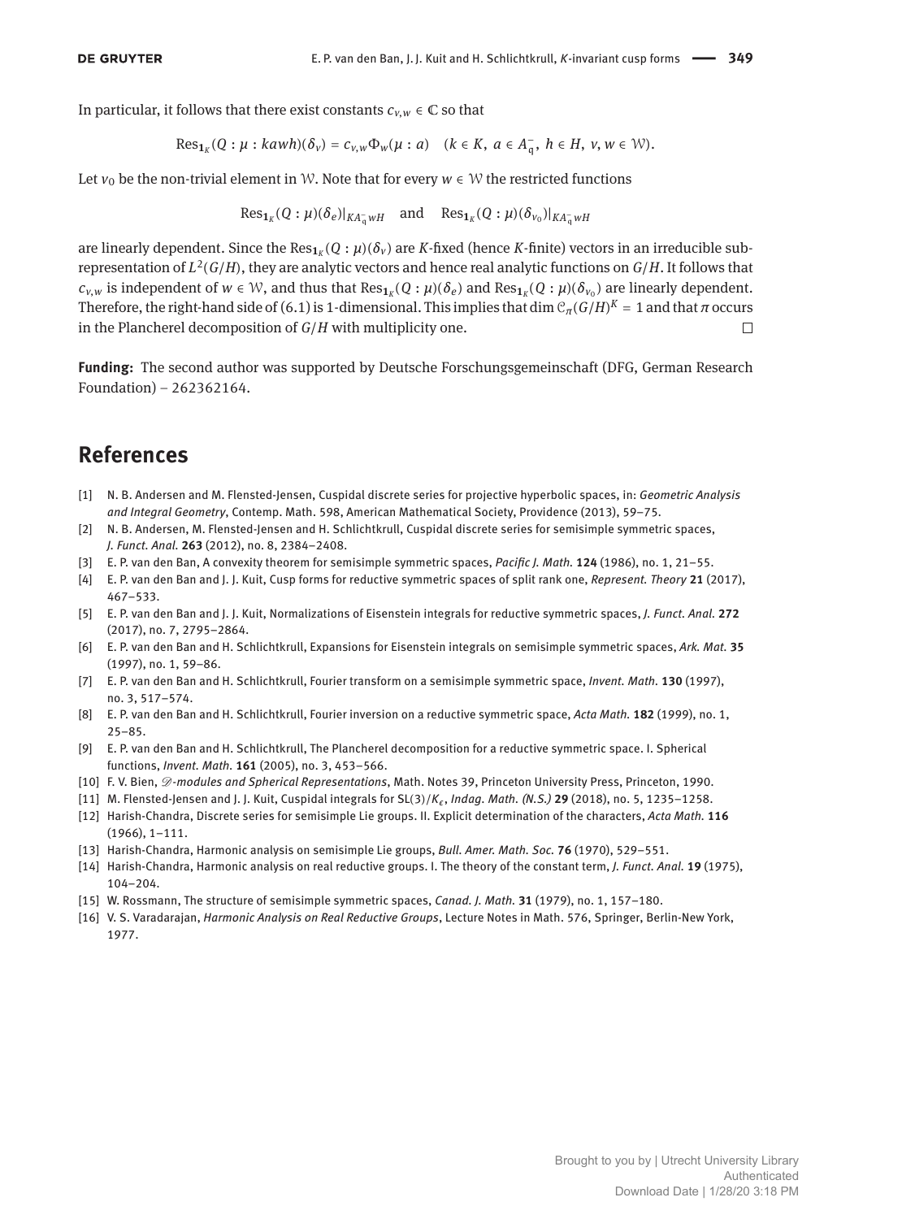In particular, it follows that there exist constants $c_{v,w} \in \mathbb{C}$ so that

$$\mathrm{Res}_{\mathbf{1}_K}(Q : \mu : kawh)(\delta_v) = c_{v,w}\Phi_w(\mu : a) \quad (k \in K,\ a \in A_{\mathrm{q}}^-,\ h \in H,\ v, w \in \mathcal{W}).$$

Let $v_0$ be the non-trivial element in $\mathcal{W}$. Note that for every $w \in \mathcal{W}$ the restricted functions

$$\mathrm{Res}_{\mathbf{1}_K}(Q : \mu)(\delta_e)|_{KA_{\mathrm{q}}^- wH} \quad \text{and} \quad \mathrm{Res}_{\mathbf{1}_K}(Q : \mu)(\delta_{v_0})|_{KA_{\mathrm{q}}^- wH}$$

are linearly dependent. Since the $\mathrm{Res}_{\mathbf{1}_K}(Q : \mu)(\delta_v)$ are $K$-fixed (hence $K$-finite) vectors in an irreducible subrepresentation of $L^2(G/H)$, they are analytic vectors and hence real analytic functions on $G/H$. It follows that $c_{v,w}$ is independent of $w \in \mathcal{W}$, and thus that $\mathrm{Res}_{\mathbf{1}_K}(Q : \mu)(\delta_e)$ and $\mathrm{Res}_{\mathbf{1}_K}(Q : \mu)(\delta_{v_0})$ are linearly dependent. Therefore, the right-hand side of (6.1) is 1-dimensional. This implies that $\dim \mathcal{C}_\pi(G/H)^K = 1$ and that $\pi$ occurs in the Plancherel decomposition of $G/H$ with multiplicity one. □

**Funding:** The second author was supported by Deutsche Forschungsgemeinschaft (DFG, German Research Foundation) – 262362164.

## References

- [1] N. B. Andersen and M. Flensted-Jensen, Cuspidal discrete series for projective hyperbolic spaces, in: *Geometric Analysis and Integral Geometry*, Contemp. Math. 598, American Mathematical Society, Providence (2013), 59–75.
- [2] N. B. Andersen, M. Flensted-Jensen and H. Schlichtkrull, Cuspidal discrete series for semisimple symmetric spaces, *J. Funct. Anal.* **263** (2012), no. 8, 2384–2408.
- [3] E. P. van den Ban, A convexity theorem for semisimple symmetric spaces, *Pacific J. Math.* **124** (1986), no. 1, 21–55.
- [4] E. P. van den Ban and J. J. Kuit, Cusp forms for reductive symmetric spaces of split rank one, *Represent. Theory* **21** (2017), 467–533.
- [5] E. P. van den Ban and J. J. Kuit, Normalizations of Eisenstein integrals for reductive symmetric spaces, *J. Funct. Anal.* **272** (2017), no. 7, 2795–2864.
- [6] E. P. van den Ban and H. Schlichtkrull, Expansions for Eisenstein integrals on semisimple symmetric spaces, *Ark. Mat.* **35** (1997), no. 1, 59–86.
- [7] E. P. van den Ban and H. Schlichtkrull, Fourier transform on a semisimple symmetric space, *Invent. Math.* **130** (1997), no. 3, 517–574.
- [8] E. P. van den Ban and H. Schlichtkrull, Fourier inversion on a reductive symmetric space, *Acta Math.* **182** (1999), no. 1, 25–85.
- [9] E. P. van den Ban and H. Schlichtkrull, The Plancherel decomposition for a reductive symmetric space. I. Spherical functions, *Invent. Math.* **161** (2005), no. 3, 453–566.
- [10] F. V. Bien, *$\mathscr{D}$-modules and Spherical Representations*, Math. Notes 39, Princeton University Press, Princeton, 1990.
- [11] M. Flensted-Jensen and J. J. Kuit, Cuspidal integrals for $\mathrm{SL}(3)/K_\epsilon$, *Indag. Math. (N.S.)* **29** (2018), no. 5, 1235–1258.
- [12] Harish-Chandra, Discrete series for semisimple Lie groups. II. Explicit determination of the characters, *Acta Math.* **116** (1966), 1–111.
- [13] Harish-Chandra, Harmonic analysis on semisimple Lie groups, *Bull. Amer. Math. Soc.* **76** (1970), 529–551.
- [14] Harish-Chandra, Harmonic analysis on real reductive groups. I. The theory of the constant term, *J. Funct. Anal.* **19** (1975), 104–204.
- [15] W. Rossmann, The structure of semisimple symmetric spaces, *Canad. J. Math.* **31** (1979), no. 1, 157–180.
- [16] V. S. Varadarajan, *Harmonic Analysis on Real Reductive Groups*, Lecture Notes in Math. 576, Springer, Berlin-New York, 1977.